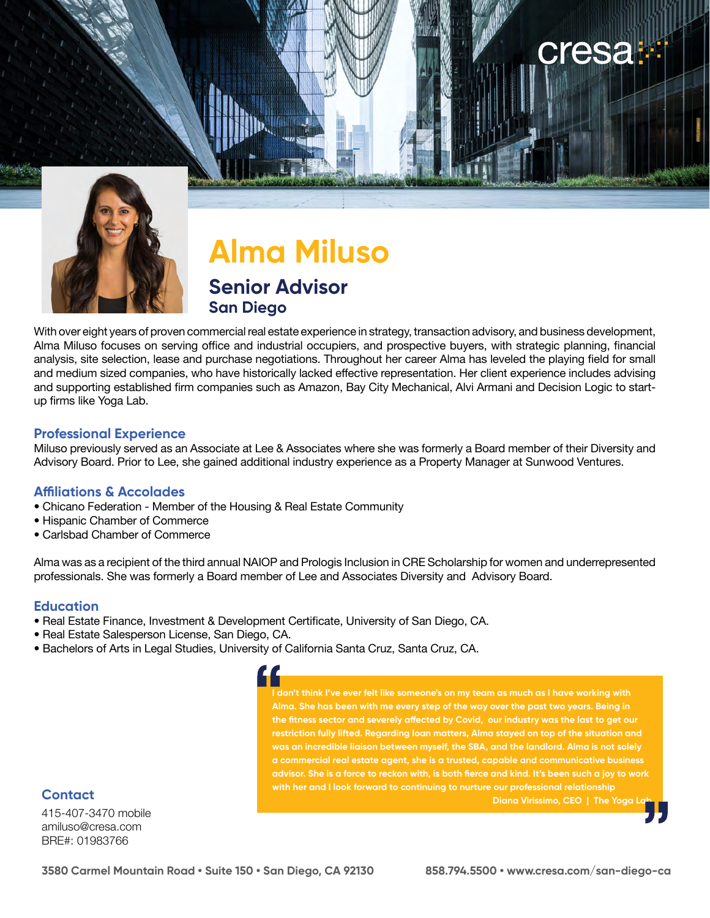cresa

# Alma Miluso

## Senior Advisor

### San Diego

With over eight years of proven commercial real estate experience in strategy, transaction advisory, and business development, Alma Miluso focuses on serving office and industrial occupiers, and prospective buyers, with strategic planning, financial analysis, site selection, lease and purchase negotiations. Throughout her career Alma has leveled the playing field for small and medium sized companies, who have historically lacked effective representation. Her client experience includes advising and supporting established firm companies such as Amazon, Bay City Mechanical, Alvi Armani and Decision Logic to start-up firms like Yoga Lab.

### Professional Experience

Miluso previously served as an Associate at Lee & Associates where she was formerly a Board member of their Diversity and Advisory Board. Prior to Lee, she gained additional industry experience as a Property Manager at Sunwood Ventures.

### Affiliations & Accolades

- Chicano Federation - Member of the Housing & Real Estate Community
- Hispanic Chamber of Commerce
- Carlsbad Chamber of Commerce

Alma was as a recipient of the third annual NAIOP and Prologis Inclusion in CRE Scholarship for women and underrepresented professionals. She was formerly a Board member of Lee and Associates Diversity and Advisory Board.

### Education

- Real Estate Finance, Investment & Development Certificate, University of San Diego, CA.
- Real Estate Salesperson License, San Diego, CA.
- Bachelors of Arts in Legal Studies, University of California Santa Cruz, Santa Cruz, CA.

> **"I don't think I've ever felt like someone's on my team as much as I have working with Alma. She has been with me every step of the way over the past two years. Being in the fitness sector and severely affected by Covid, our industry was the last to get our restriction fully lifted. Regarding loan matters, Alma stayed on top of the situation and was an incredible liaison between myself, the SBA, and the landlord. Alma is not solely a commercial real estate agent, she is a trusted, capable and communicative business advisor. She is a force to reckon with, is both fierce and kind. It's been such a joy to work with her and I look forward to continuing to nurture our professional relationship"**
>
> **Diana Virissimo, CEO | The Yoga Lab**

### Contact

415-407-3470 mobile
amiluso@cresa.com
BRE#: 01983766

**3580 Carmel Mountain Road • Suite 150 • San Diego, CA 92130** **858.794.5500 • www.cresa.com/san-diego-ca**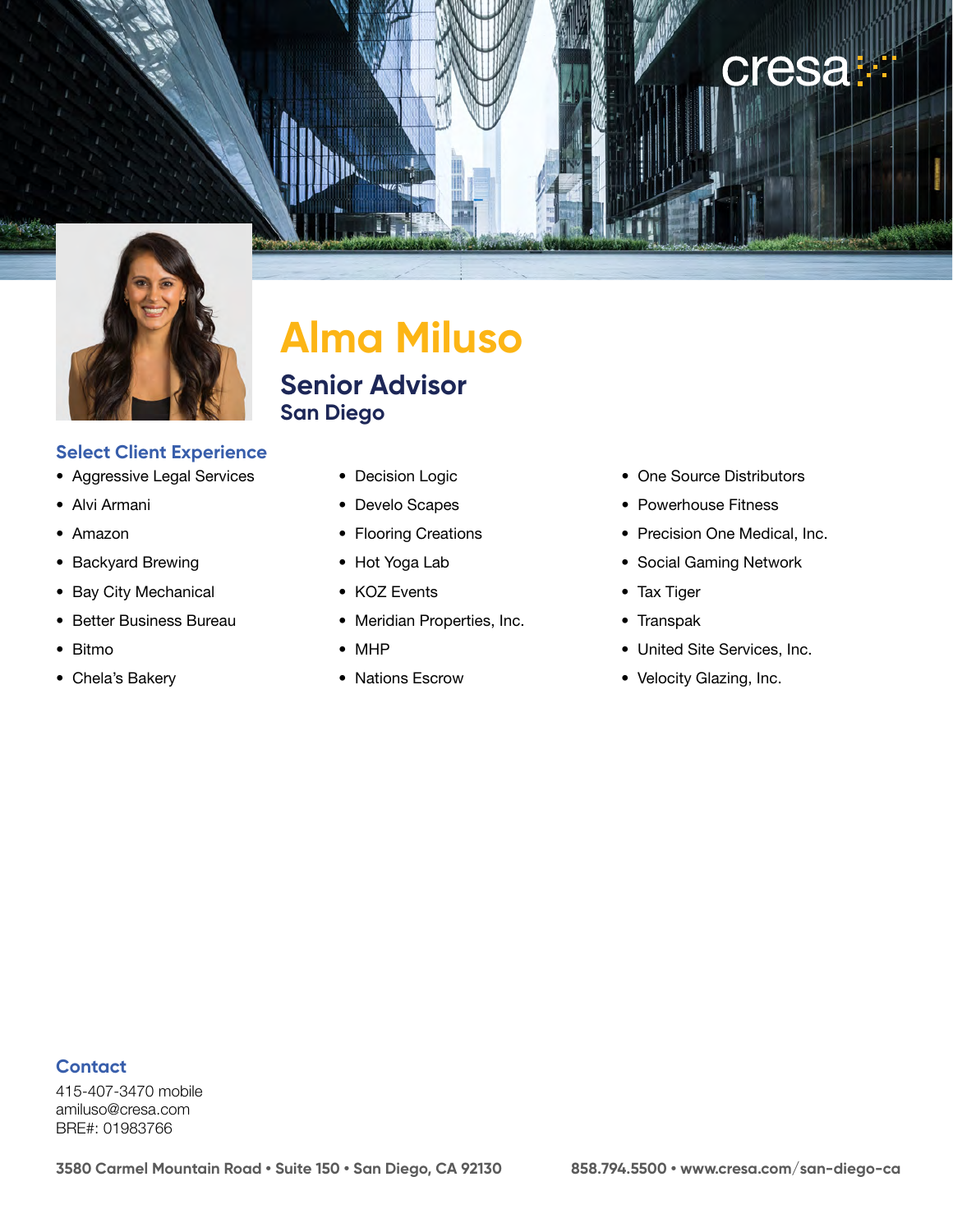cresa

# Alma Miluso

## Senior Advisor

### San Diego

### Select Client Experience

- Aggressive Legal Services
- Alvi Armani
- Amazon
- Backyard Brewing
- Bay City Mechanical
- Better Business Bureau
- Bitmo
- Chela's Bakery
- Decision Logic
- Develo Scapes
- Flooring Creations
- Hot Yoga Lab
- KOZ Events
- Meridian Properties, Inc.
- MHP
- Nations Escrow
- One Source Distributors
- Powerhouse Fitness
- Precision One Medical, Inc.
- Social Gaming Network
- Tax Tiger
- Transpak
- United Site Services, Inc.
- Velocity Glazing, Inc.

### Contact

415-407-3470 mobile
amiluso@cresa.com
BRE#: 01983766

**3580 Carmel Mountain Road • Suite 150 • San Diego, CA 92130** **858.794.5500 • www.cresa.com/san-diego-ca**